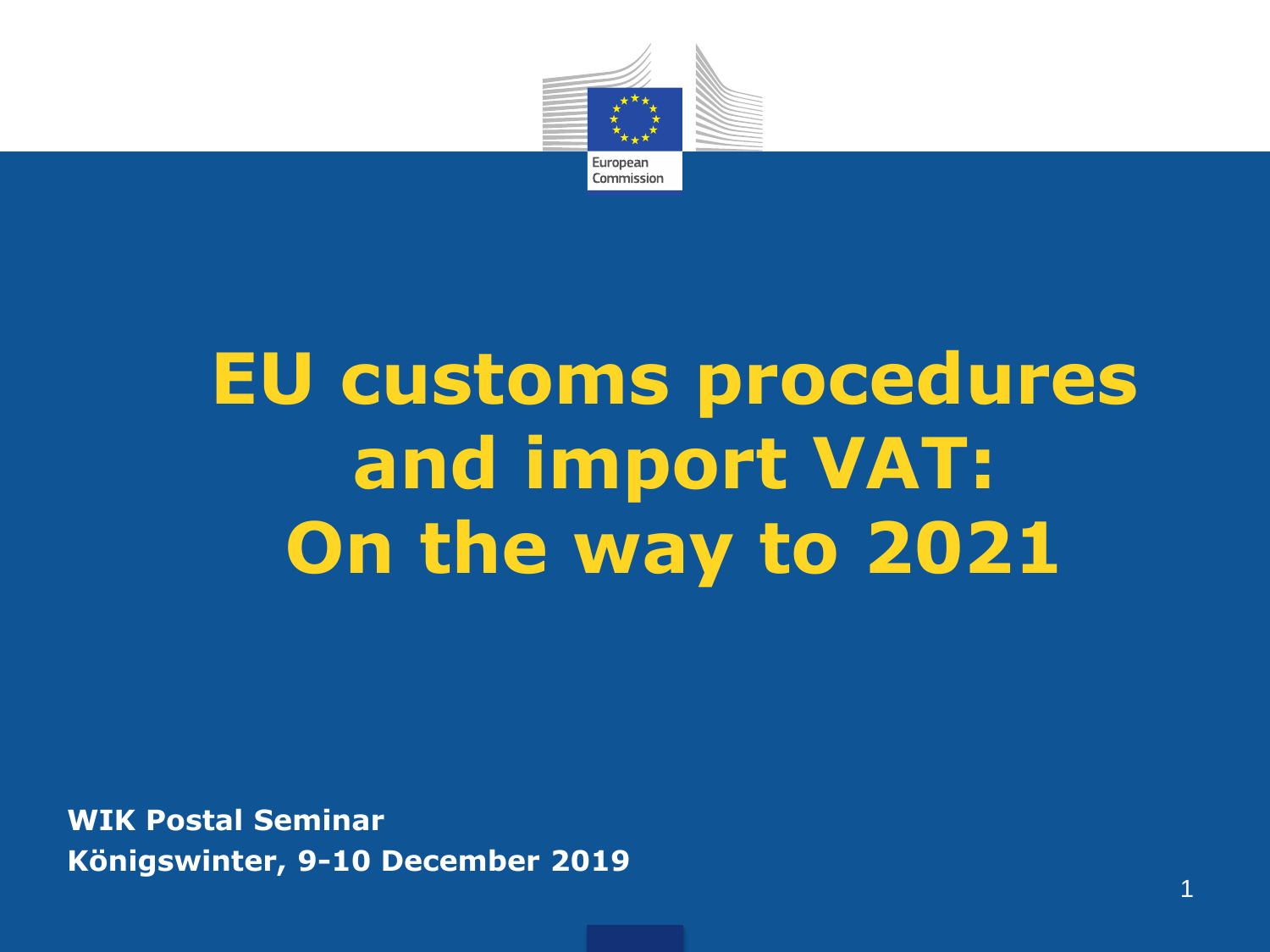# EU customs procedures and import VAT: On the way to 2021

**WIK Postal Seminar**
**Königswinter, 9-10 December 2019**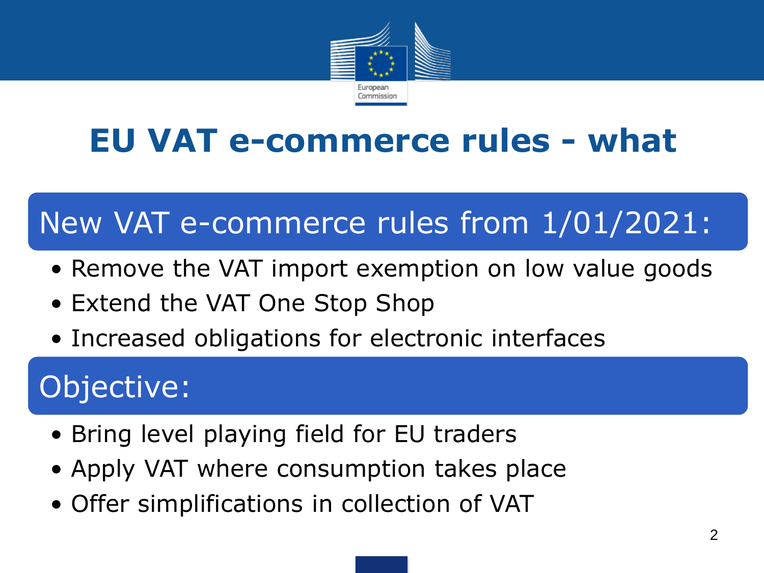# EU VAT e-commerce rules - what

## New VAT e-commerce rules from 1/01/2021:

- Remove the VAT import exemption on low value goods
- Extend the VAT One Stop Shop
- Increased obligations for electronic interfaces

## Objective:

- Bring level playing field for EU traders
- Apply VAT where consumption takes place
- Offer simplifications in collection of VAT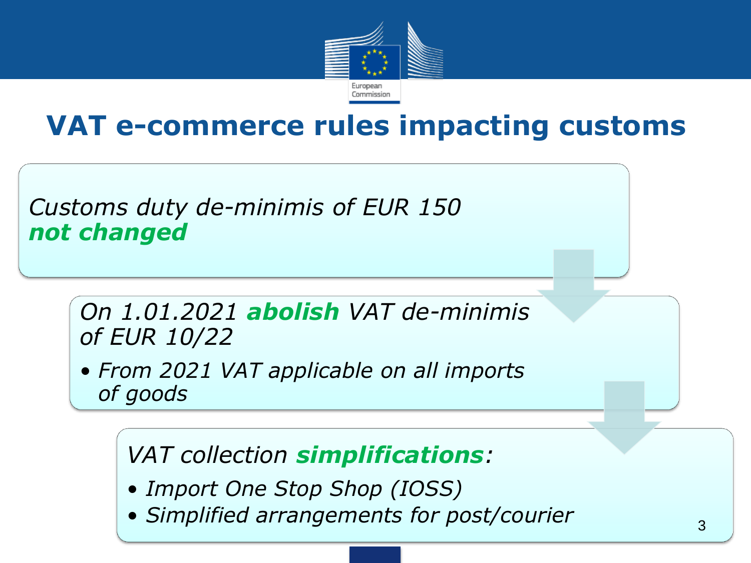# VAT e-commerce rules impacting customs

*Customs duty de-minimis of EUR 150*
***not changed***

*On 1.01.2021* ***abolish*** *VAT de-minimis of EUR 10/22*

- *From 2021 VAT applicable on all imports of goods*

*VAT collection* ***simplifications****:*

- *Import One Stop Shop (IOSS)*
- *Simplified arrangements for post/courier*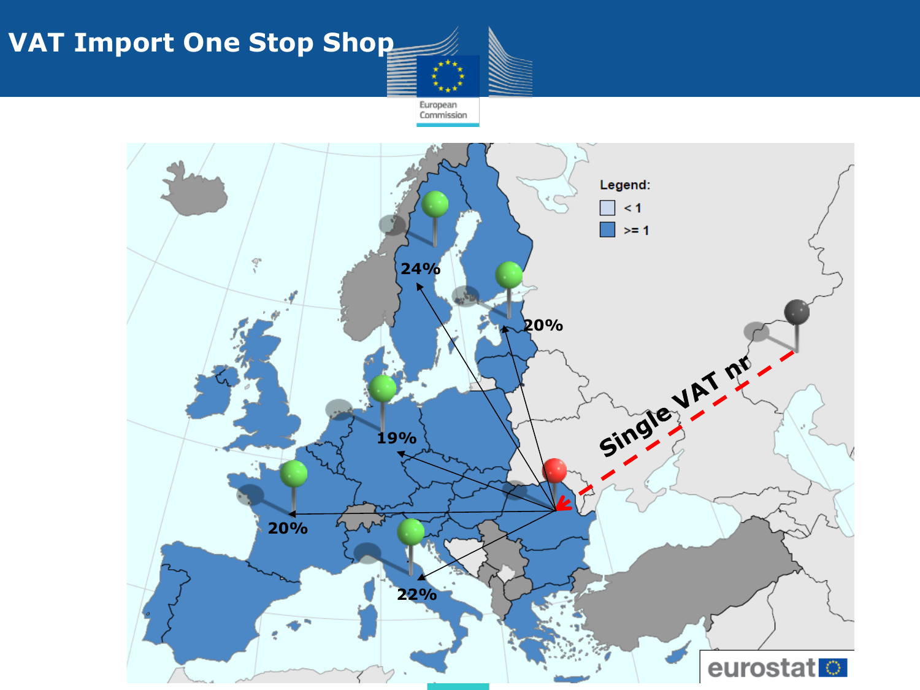# VAT Import One Stop Shop

Legend:

- < 1
- >= 1

24%

20%

19%

20%

22%

Single VAT nr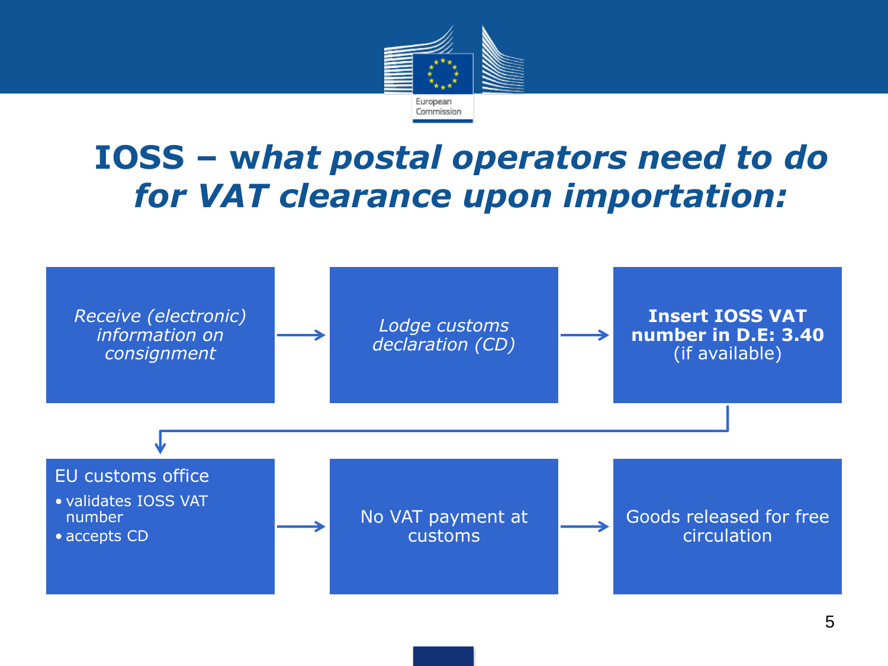# IOSS – *what postal operators need to do for VAT clearance upon importation:*

1. *Receive (electronic) information on consignment* →
2. *Lodge customs declaration (CD)* →
3. **Insert IOSS VAT number in D.E: 3.40** (if available) →
4. EU customs office
   - validates IOSS VAT number
   - accepts CD

   →
5. No VAT payment at customs →
6. Goods released for free circulation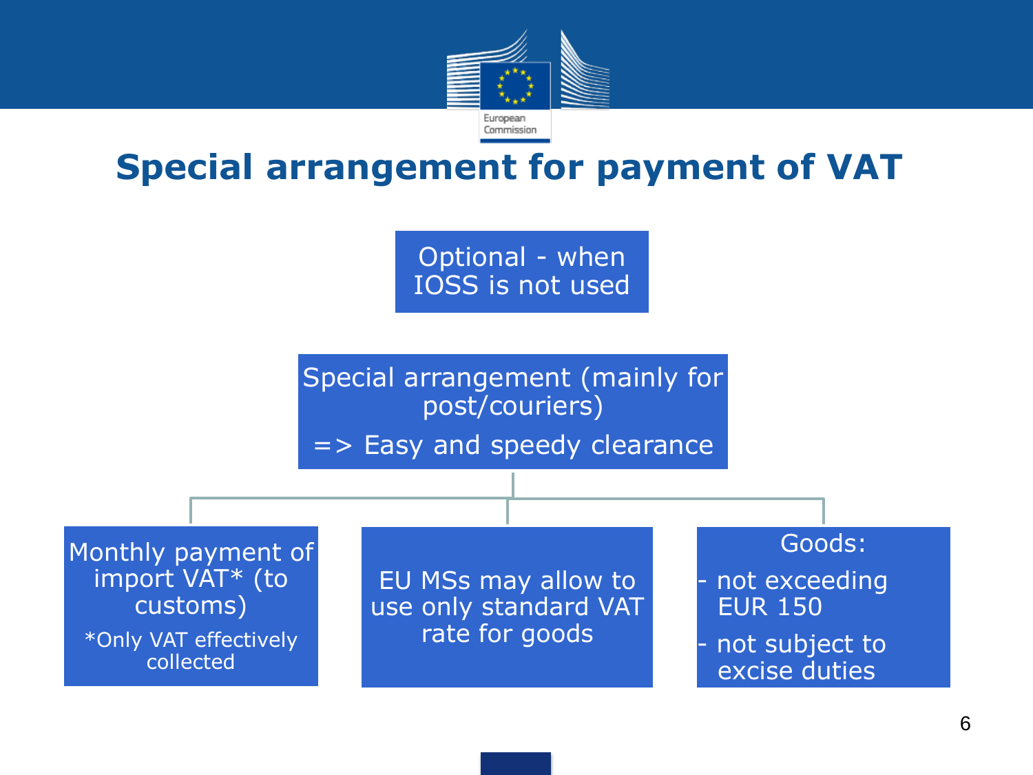# Special arrangement for payment of VAT

Optional - when IOSS is not used

Special arrangement (mainly for post/couriers)

=> Easy and speedy clearance

- Monthly payment of import VAT* (to customs)
  *Only VAT effectively collected
- EU MSs may allow to use only standard VAT rate for goods
- Goods:
  - not exceeding EUR 150
  - not subject to excise duties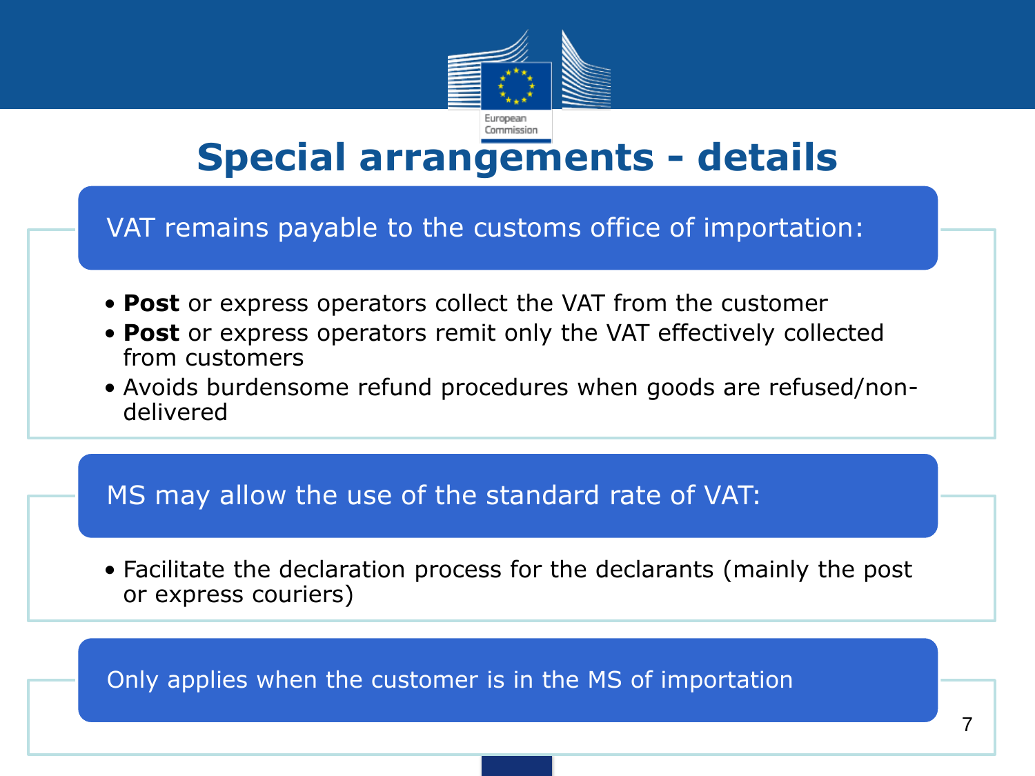# Special arrangements - details

## VAT remains payable to the customs office of importation:

- **Post** or express operators collect the VAT from the customer
- **Post** or express operators remit only the VAT effectively collected from customers
- Avoids burdensome refund procedures when goods are refused/non-delivered

## MS may allow the use of the standard rate of VAT:

- Facilitate the declaration process for the declarants (mainly the post or express couriers)

## Only applies when the customer is in the MS of importation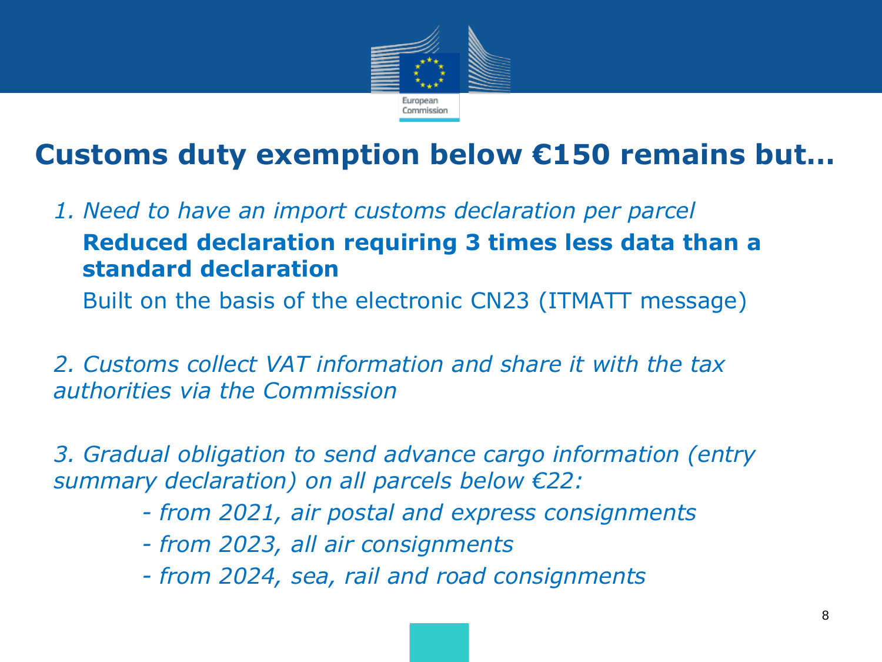# Customs duty exemption below €150 remains but…

*1. Need to have an import customs declaration per parcel*

**Reduced declaration requiring 3 times less data than a standard declaration**

Built on the basis of the electronic CN23 (ITMATT message)

*2. Customs collect VAT information and share it with the tax authorities via the Commission*

*3. Gradual obligation to send advance cargo information (entry summary declaration) on all parcels below €22:*

- *from 2021, air postal and express consignments*
- *from 2023, all air consignments*
- *from 2024, sea, rail and road consignments*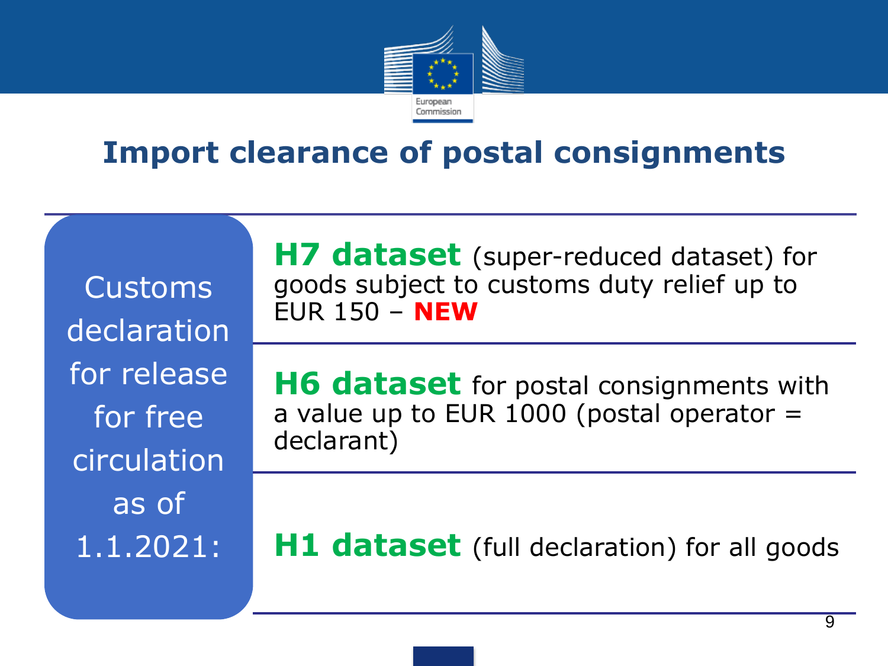# Import clearance of postal consignments

**Customs declaration for release for free circulation as of 1.1.2021:**

- **H7 dataset** (super-reduced dataset) for goods subject to customs duty relief up to EUR 150 – **NEW**
- **H6 dataset** for postal consignments with a value up to EUR 1000 (postal operator = declarant)
- **H1 dataset** (full declaration) for all goods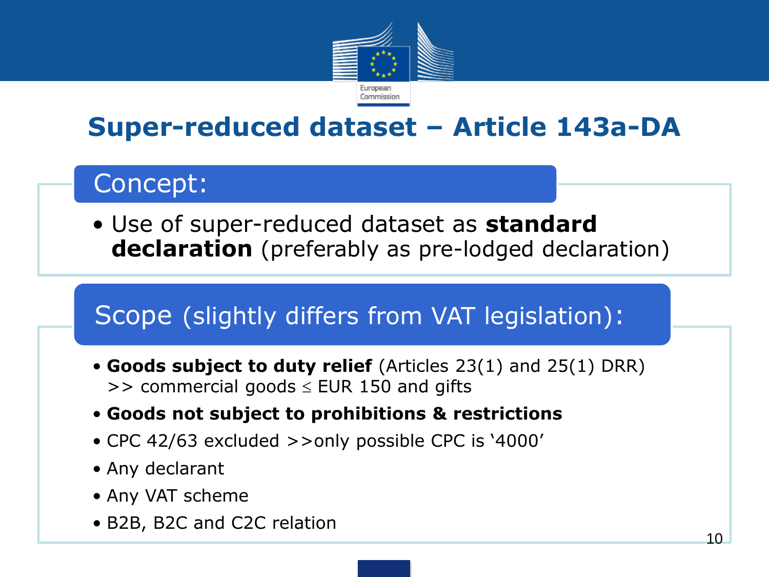# Super-reduced dataset – Article 143a-DA

## Concept:

- Use of super-reduced dataset as **standard declaration** (preferably as pre-lodged declaration)

## Scope (slightly differs from VAT legislation):

- **Goods subject to duty relief** (Articles 23(1) and 25(1) DRR) >> commercial goods ≤ EUR 150 and gifts
- **Goods not subject to prohibitions & restrictions**
- CPC 42/63 excluded >>only possible CPC is '4000'
- Any declarant
- Any VAT scheme
- B2B, B2C and C2C relation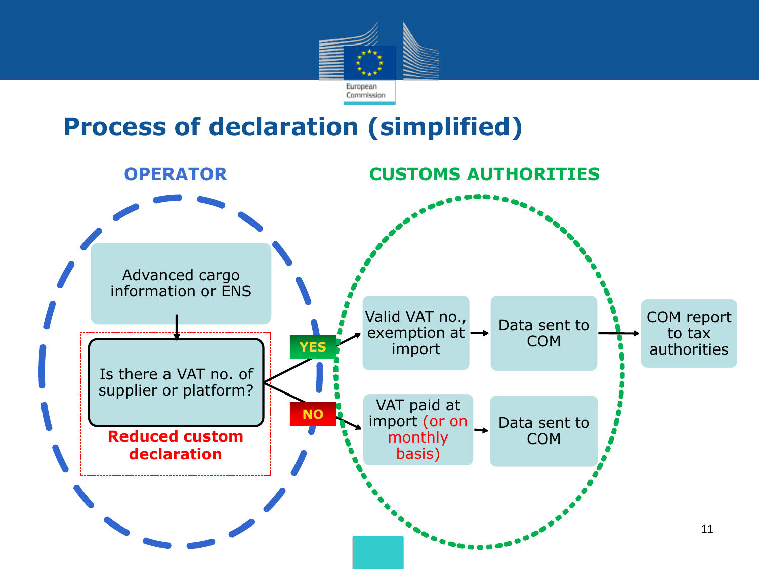# Process of declaration (simplified)

**OPERATOR**

- Advanced cargo information or ENS
- Is there a VAT no. of supplier or platform?
- **Reduced custom declaration**

**CUSTOMS AUTHORITIES**

- **YES** → Valid VAT no., exemption at import → Data sent to COM → COM report to tax authorities
- **NO** → VAT paid at import (or on monthly basis) → Data sent to COM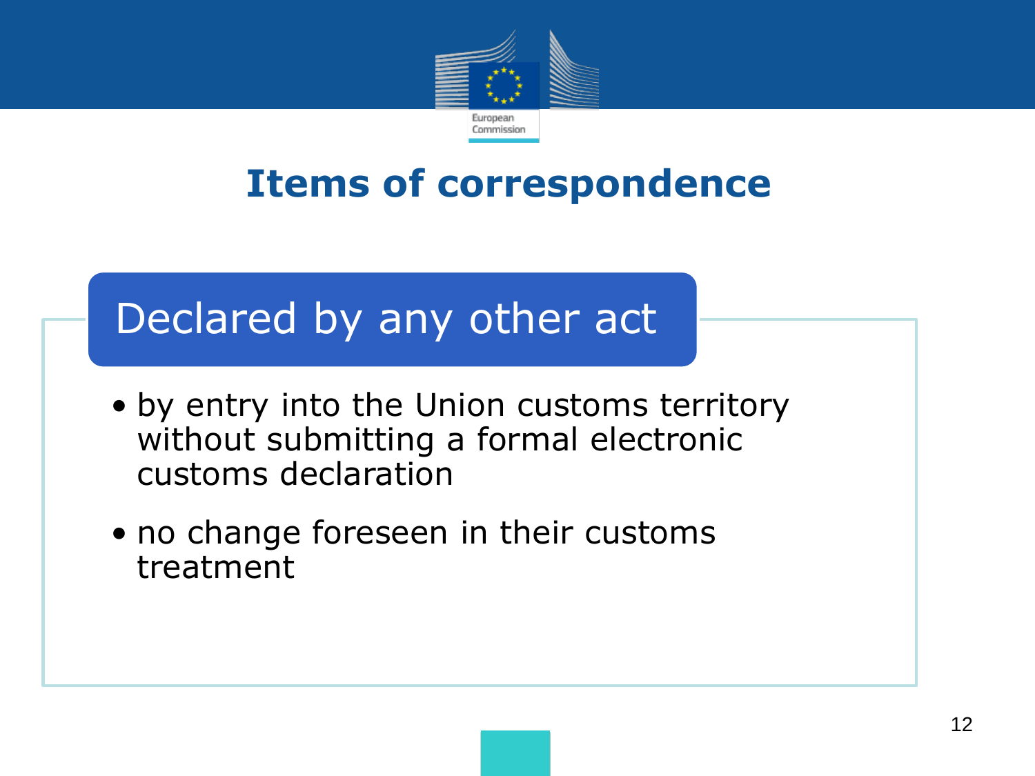# Items of correspondence

## Declared by any other act

- by entry into the Union customs territory without submitting a formal electronic customs declaration
- no change foreseen in their customs treatment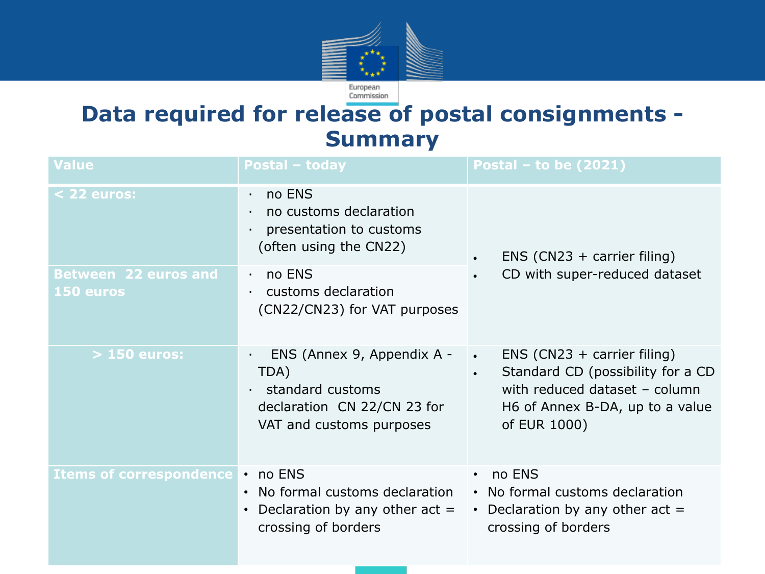# Data required for release of postal consignments - Summary

| Value | Postal – today | Postal – to be (2021) |
|---|---|---|
| < 22 euros: | • no ENS<br>• no customs declaration<br>• presentation to customs (often using the CN22) | • ENS (CN23 + carrier filing)<br>• CD with super-reduced dataset |
| Between 22 euros and 150 euros | • no ENS<br>• customs declaration (CN22/CN23) for VAT purposes | |
| > 150 euros: | • ENS (Annex 9, Appendix A - TDA)<br>• standard customs declaration CN 22/CN 23 for VAT and customs purposes | • ENS (CN23 + carrier filing)<br>• Standard CD (possibility for a CD with reduced dataset – column H6 of Annex B-DA, up to a value of EUR 1000) |
| Items of correspondence | • no ENS<br>• No formal customs declaration<br>• Declaration by any other act = crossing of borders | • no ENS<br>• No formal customs declaration<br>• Declaration by any other act = crossing of borders |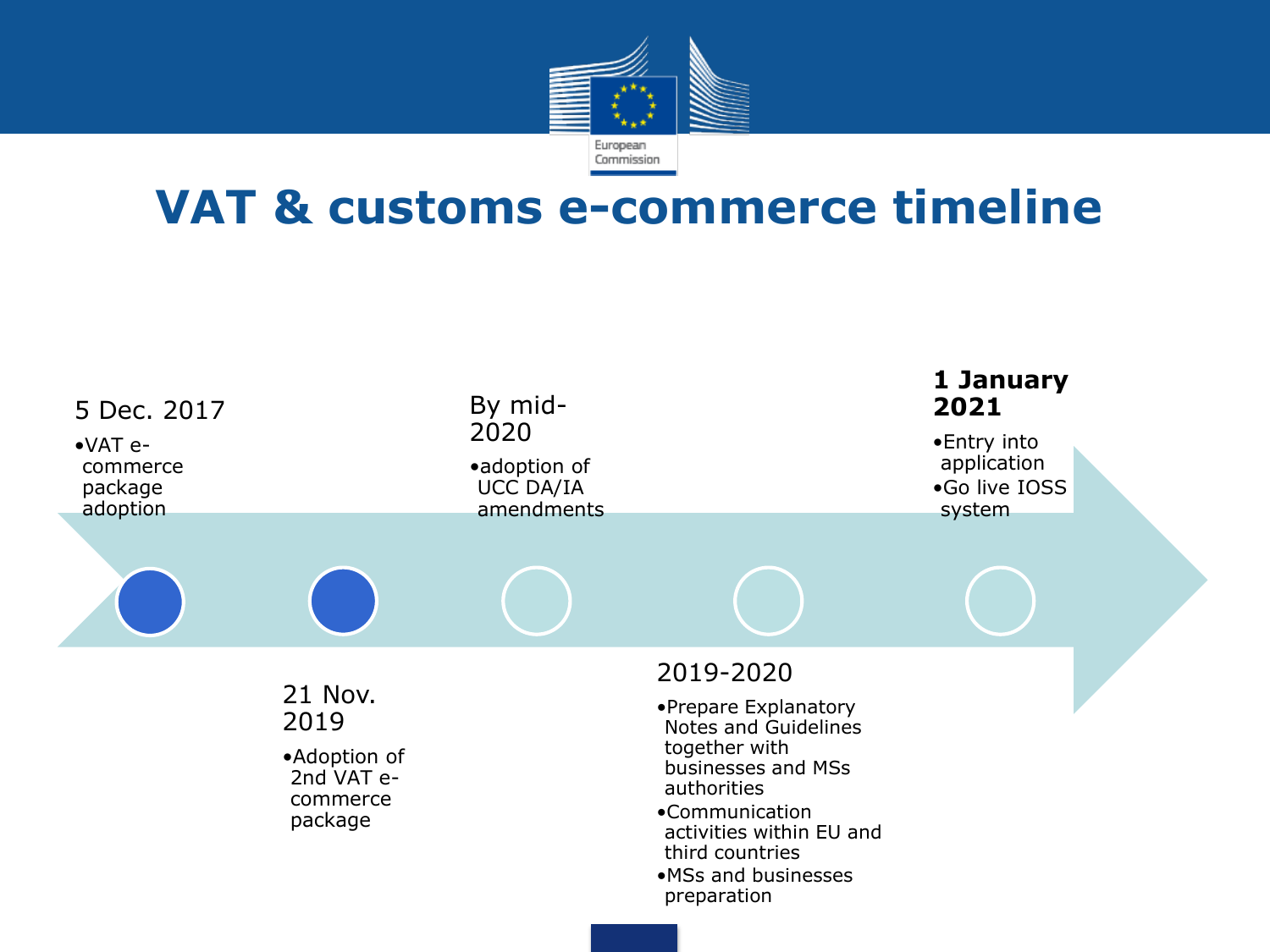# VAT & customs e-commerce timeline

**5 Dec. 2017**
- VAT e-commerce package adoption

**21 Nov. 2019**
- Adoption of 2nd VAT e-commerce package

**By mid-2020**
- adoption of UCC DA/IA amendments

**2019-2020**
- Prepare Explanatory Notes and Guidelines together with businesses and MSs authorities
- Communication activities within EU and third countries
- MSs and businesses preparation

**1 January 2021**
- Entry into application
- Go live IOSS system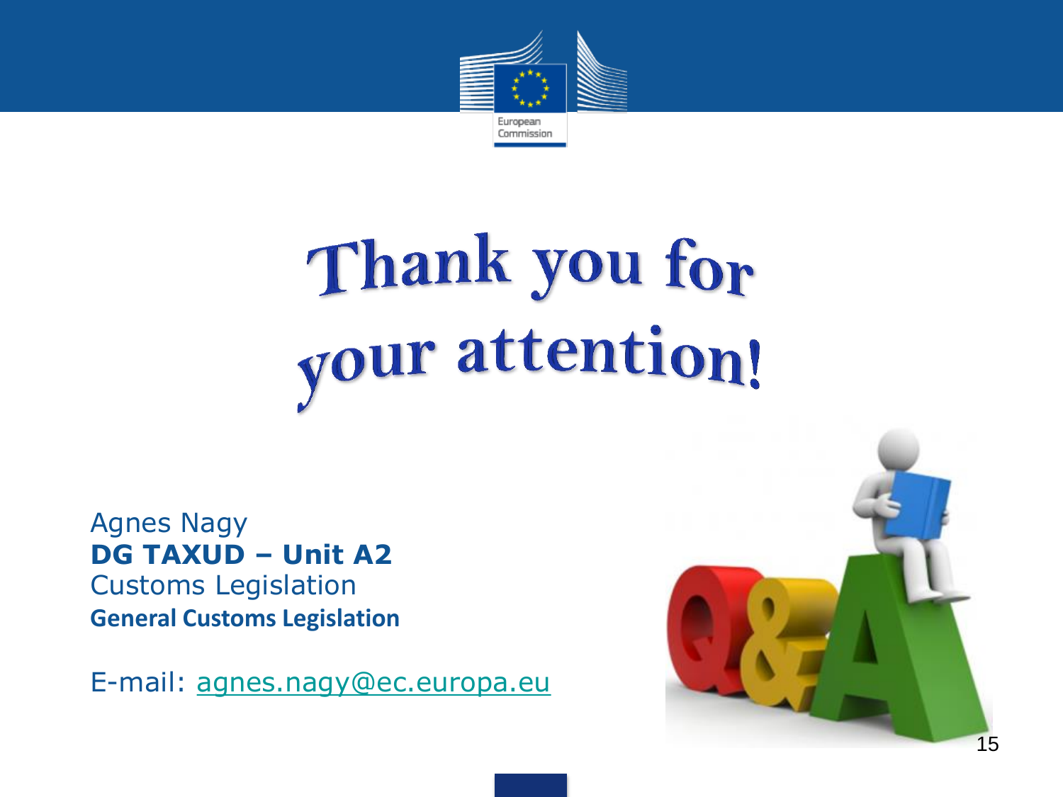# Thank you for your attention!

Agnes Nagy
**DG TAXUD – Unit A2**
Customs Legislation
**General Customs Legislation**

E-mail: agnes.nagy@ec.europa.eu